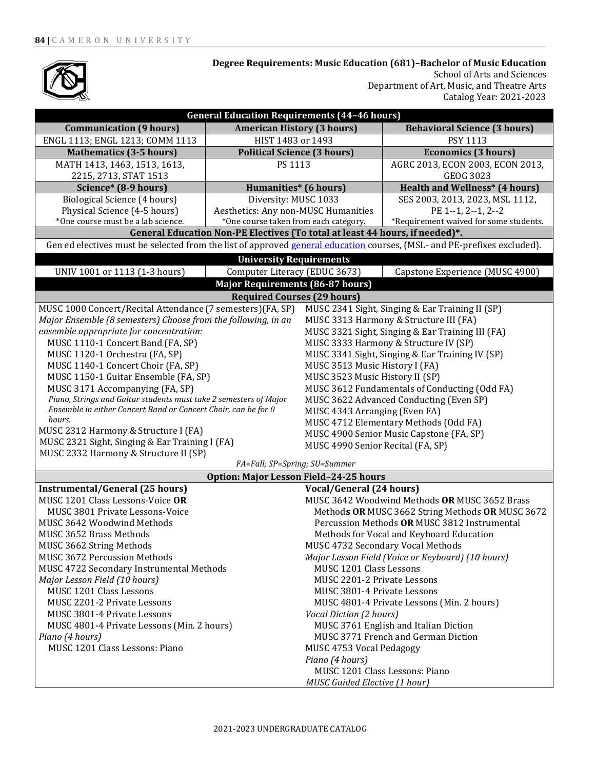## Degree Requirements: Music Education (681)–Bachelor of Music Education

School of Arts and Sciences
Department of Art, Music, and Theatre Arts
Catalog Year: 2021-2023

| General Education Requirements (44–46 hours) | | |
|---|---|---|
| **Communication (9 hours)** | **American History (3 hours)** | **Behavioral Science (3 hours)** |
| ENGL 1113; ENGL 1213; COMM 1113 | HIST 1483 or 1493 | PSY 1113 |
| **Mathematics (3-5 hours)** | **Political Science (3 hours)** | **Economics (3 hours)** |
| MATH 1413, 1463, 1513, 1613, 2215, 2713, STAT 1513 | PS 1113 | AGRC 2013, ECON 2003, ECON 2013, GEOG 3023 |
| **Science* (8-9 hours)** | **Humanities* (6 hours)** | **Health and Wellness* (4 hours)** |
| Biological Science (4 hours)<br>Physical Science (4-5 hours)<br>*One course must be a lab science. | Diversity: MUSC 1033<br>Aesthetics: Any non-MUSC Humanities<br>*One course taken from each category. | SES 2003, 2013, 2023, MSL 1112, PE 1--1, 2--1, 2--2<br>*Requirement waived for some students. |
| **General Education Non-PE Electives (To total at least 44 hours, if needed)*.** | | |
| Gen ed electives must be selected from the list of approved general education courses, (MSL- and PE-prefixes excluded). | | |
| **University Requirements** | | |
| UNIV 1001 or 1113 (1-3 hours) | Computer Literacy (EDUC 3673) | Capstone Experience (MUSC 4900) |

### Major Requirements (86-87 hours)

#### Required Courses (29 hours)

MUSC 1000 Concert/Recital Attendance (7 semesters)(FA, SP)

*Major Ensemble (8 semesters) Choose from the following, in an ensemble appropriate for concentration:*

- MUSC 1110-1 Concert Band (FA, SP)
- MUSC 1120-1 Orchestra (FA, SP)
- MUSC 1140-1 Concert Choir (FA, SP)
- MUSC 1150-1 Guitar Ensemble (FA, SP)
- MUSC 3171 Accompanying (FA, SP)

*Piano, Strings and Guitar students must take 2 semesters of Major Ensemble in either Concert Band or Concert Choir, can be for 0 hours.*

MUSC 2312 Harmony & Structure I (FA)
MUSC 2321 Sight, Singing & Ear Training I (FA)
MUSC 2332 Harmony & Structure II (SP)
MUSC 2341 Sight, Singing & Ear Training II (SP)
MUSC 3313 Harmony & Structure III (FA)
MUSC 3321 Sight, Singing & Ear Training III (FA)
MUSC 3333 Harmony & Structure IV (SP)
MUSC 3341 Sight, Singing & Ear Training IV (SP)
MUSC 3513 Music History I (FA)
MUSC 3523 Music History II (SP)
MUSC 3612 Fundamentals of Conducting (Odd FA)
MUSC 3622 Advanced Conducting (Even SP)
MUSC 4343 Arranging (Even FA)
MUSC 4712 Elementary Methods (Odd FA)
MUSC 4900 Senior Music Capstone (FA, SP)
MUSC 4990 Senior Recital (FA, SP)

*FA=Fall; SP=Spring; SU=Summer*

#### Option: Major Lesson Field–24-25 hours

**Instrumental/General (25 hours)**

MUSC 1201 Class Lessons-Voice **OR**
  MUSC 3801 Private Lessons-Voice
MUSC 3642 Woodwind Methods
MUSC 3652 Brass Methods
MUSC 3662 String Methods
MUSC 3672 Percussion Methods
MUSC 4722 Secondary Instrumental Methods

*Major Lesson Field (10 hours)*
- MUSC 1201 Class Lessons
- MUSC 2201-2 Private Lessons
- MUSC 3801-4 Private Lessons
- MUSC 4801-4 Private Lessons (Min. 2 hours)

*Piano (4 hours)*
- MUSC 1201 Class Lessons: Piano

**Vocal/General (24 hours)**

MUSC 3642 Woodwind Methods **OR** MUSC 3652 Brass Method**s** **OR** MUSC 3662 String Methods **OR** MUSC 3672 Percussion Methods **OR** MUSC 3812 Instrumental Methods for Vocal and Keyboard Education
MUSC 4732 Secondary Vocal Methods

*Major Lesson Field (Voice or Keyboard) (10 hours)*
- MUSC 1201 Class Lessons
- MUSC 2201-2 Private Lessons
- MUSC 3801-4 Private Lessons
- MUSC 4801-4 Private Lessons (Min. 2 hours)

*Vocal Diction (2 hours)*
- MUSC 3761 English and Italian Diction
- MUSC 3771 French and German Diction

MUSC 4753 Vocal Pedagogy

*Piano (4 hours)*
- MUSC 1201 Class Lessons: Piano

*MUSC Guided Elective (1 hour)*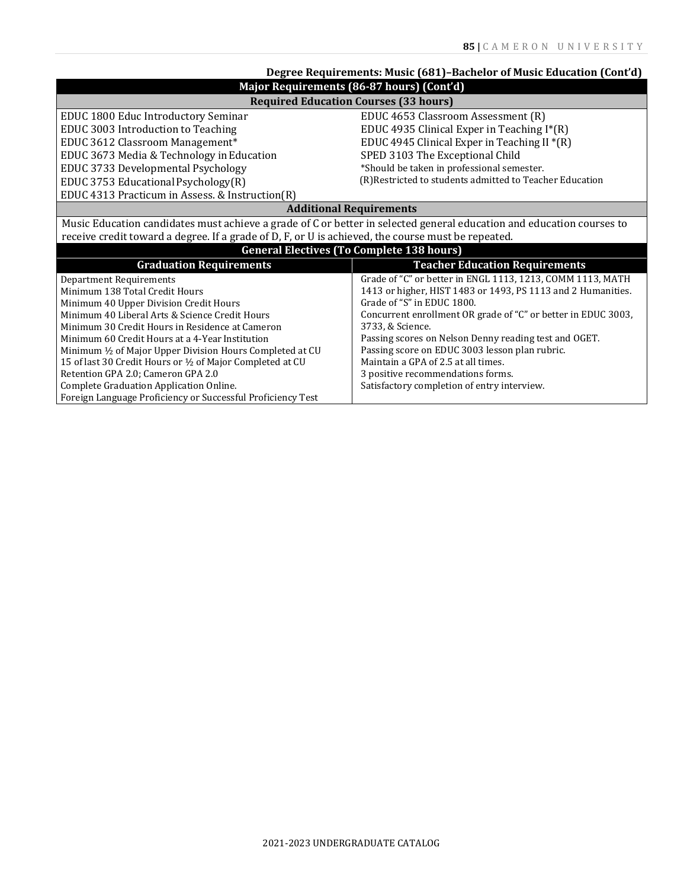**Degree Requirements: Music (681)–Bachelor of Music Education (Cont'd)**

| Major Requirements (86-87 hours) (Cont'd) | |
|---|---|
| **Required Education Courses (33 hours)** | |
| EDUC 1800 Educ Introductory Seminar | EDUC 4653 Classroom Assessment (R) |
| EDUC 3003 Introduction to Teaching | EDUC 4935 Clinical Exper in Teaching I*(R) |
| EDUC 3612 Classroom Management* | EDUC 4945 Clinical Exper in Teaching II *(R) |
| EDUC 3673 Media & Technology in Education | SPED 3103 The Exceptional Child |
| EDUC 3733 Developmental Psychology | *Should be taken in professional semester. |
| EDUC 3753 Educational Psychology(R) | (R)Restricted to students admitted to Teacher Education |
| EDUC 4313 Practicum in Assess. & Instruction(R) | |
| **Additional Requirements** | |
| Music Education candidates must achieve a grade of C or better in selected general education and education courses to receive credit toward a degree. If a grade of D, F, or U is achieved, the course must be repeated. | |
| **General Electives (To Complete 138 hours)** | |

| Graduation Requirements | Teacher Education Requirements |
|---|---|
| Department Requirements | Grade of "C" or better in ENGL 1113, 1213, COMM 1113, MATH 1413 or higher, HIST 1483 or 1493, PS 1113 and 2 Humanities. |
| Minimum 138 Total Credit Hours | Grade of "S" in EDUC 1800. |
| Minimum 40 Upper Division Credit Hours | Concurrent enrollment OR grade of "C" or better in EDUC 3003, 3733, & Science. |
| Minimum 40 Liberal Arts & Science Credit Hours | Passing scores on Nelson Denny reading test and OGET. |
| Minimum 30 Credit Hours in Residence at Cameron | Passing score on EDUC 3003 lesson plan rubric. |
| Minimum 60 Credit Hours at a 4-Year Institution | Maintain a GPA of 2.5 at all times. |
| Minimum ½ of Major Upper Division Hours Completed at CU | 3 positive recommendations forms. |
| 15 of last 30 Credit Hours or ½ of Major Completed at CU | Satisfactory completion of entry interview. |
| Retention GPA 2.0; Cameron GPA 2.0 | |
| Complete Graduation Application Online. | |
| Foreign Language Proficiency or Successful Proficiency Test | |